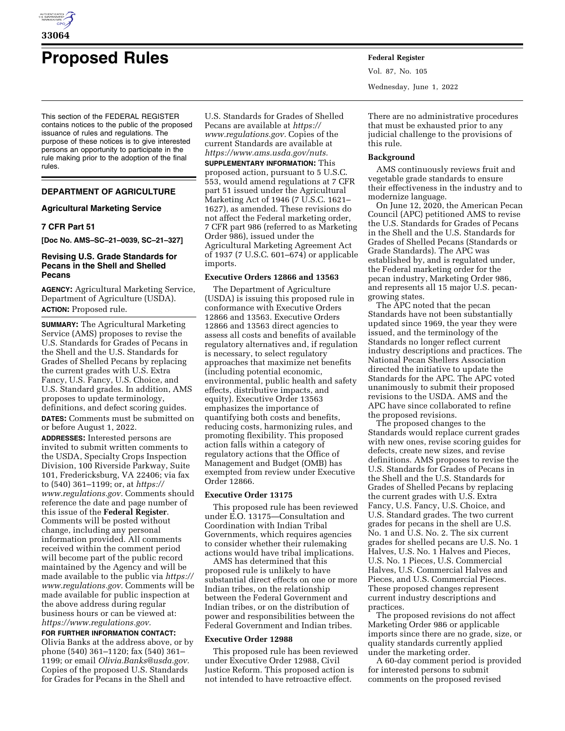# Proposed Rules

This section of the FEDERAL REGISTER contains notices to the public of the proposed issuance of rules and regulations. The purpose of these notices is to give interested persons an opportunity to participate in the rule making prior to the adoption of the final rules.

## DEPARTMENT OF AGRICULTURE

### Agricultural Marketing Service

### 7 CFR Part 51

**[Doc No. AMS–SC–21–0039, SC–21–327]**

### Revising U.S. Grade Standards for Pecans in the Shell and Shelled Pecans

**AGENCY:** Agricultural Marketing Service, Department of Agriculture (USDA).

**ACTION:** Proposed rule.

**SUMMARY:** The Agricultural Marketing Service (AMS) proposes to revise the U.S. Standards for Grades of Pecans in the Shell and the U.S. Standards for Grades of Shelled Pecans by replacing the current grades with U.S. Extra Fancy, U.S. Fancy, U.S. Choice, and U.S. Standard grades. In addition, AMS proposes to update terminology, definitions, and defect scoring guides.

**DATES:** Comments must be submitted on or before August 1, 2022.

**ADDRESSES:** Interested persons are invited to submit written comments to the USDA, Specialty Crops Inspection Division, 100 Riverside Parkway, Suite 101, Fredericksburg, VA 22406; via fax to (540) 361–1199; or, at *https://www.regulations.gov.* Comments should reference the date and page number of this issue of the **Federal Register**. Comments will be posted without change, including any personal information provided. All comments received within the comment period will become part of the public record maintained by the Agency and will be made available to the public via *https://www.regulations.gov.* Comments will be made available for public inspection at the above address during regular business hours or can be viewed at: *https://www.regulations.gov.*

**FOR FURTHER INFORMATION CONTACT:** Olivia Banks at the address above, or by phone (540) 361–1120; fax (540) 361–1199; or email *Olivia.Banks@usda.gov.* Copies of the proposed U.S. Standards for Grades for Pecans in the Shell and U.S. Standards for Grades of Shelled Pecans are available at *https://www.regulations.gov.* Copies of the current Standards are available at *https://www.ams.usda.gov/nuts.*

**SUPPLEMENTARY INFORMATION:** This proposed action, pursuant to 5 U.S.C. 553, would amend regulations at 7 CFR part 51 issued under the Agricultural Marketing Act of 1946 (7 U.S.C. 1621–1627), as amended. These revisions do not affect the Federal marketing order, 7 CFR part 986 (referred to as Marketing Order 986), issued under the Agricultural Marketing Agreement Act of 1937 (7 U.S.C. 601–674) or applicable imports.

#### Executive Orders 12866 and 13563

The Department of Agriculture (USDA) is issuing this proposed rule in conformance with Executive Orders 12866 and 13563. Executive Orders 12866 and 13563 direct agencies to assess all costs and benefits of available regulatory alternatives and, if regulation is necessary, to select regulatory approaches that maximize net benefits (including potential economic, environmental, public health and safety effects, distributive impacts, and equity). Executive Order 13563 emphasizes the importance of quantifying both costs and benefits, reducing costs, harmonizing rules, and promoting flexibility. This proposed action falls within a category of regulatory actions that the Office of Management and Budget (OMB) has exempted from review under Executive Order 12866.

#### Executive Order 13175

This proposed rule has been reviewed under E.O. 13175—Consultation and Coordination with Indian Tribal Governments, which requires agencies to consider whether their rulemaking actions would have tribal implications. AMS has determined that this proposed rule is unlikely to have substantial direct effects on one or more Indian tribes, on the relationship between the Federal Government and Indian tribes, or on the distribution of power and responsibilities between the Federal Government and Indian tribes.

#### Executive Order 12988

This proposed rule has been reviewed under Executive Order 12988, Civil Justice Reform. This proposed action is not intended to have retroactive effect. There are no administrative procedures that must be exhausted prior to any judicial challenge to the provisions of this rule.

#### Background

AMS continuously reviews fruit and vegetable grade standards to ensure their effectiveness in the industry and to modernize language.

On June 12, 2020, the American Pecan Council (APC) petitioned AMS to revise the U.S. Standards for Grades of Pecans in the Shell and the U.S. Standards for Grades of Shelled Pecans (Standards or Grade Standards). The APC was established by, and is regulated under, the Federal marketing order for the pecan industry, Marketing Order 986, and represents all 15 major U.S. pecan-growing states.

The APC noted that the pecan Standards have not been substantially updated since 1969, the year they were issued, and the terminology of the Standards no longer reflect current industry descriptions and practices. The National Pecan Shellers Association directed the initiative to update the Standards for the APC. The APC voted unanimously to submit their proposed revisions to the USDA. AMS and the APC have since collaborated to refine the proposed revisions.

The proposed changes to the Standards would replace current grades with new ones, revise scoring guides for defects, create new sizes, and revise definitions. AMS proposes to revise the U.S. Standards for Grades of Pecans in the Shell and the U.S. Standards for Grades of Shelled Pecans by replacing the current grades with U.S. Extra Fancy, U.S. Fancy, U.S. Choice, and U.S. Standard grades. The two current grades for pecans in the shell are U.S. No. 1 and U.S. No. 2. The six current grades for shelled pecans are U.S. No. 1 Halves, U.S. No. 1 Halves and Pieces, U.S. No. 1 Pieces, U.S. Commercial Halves, U.S. Commercial Halves and Pieces, and U.S. Commercial Pieces. These proposed changes represent current industry descriptions and practices.

The proposed revisions do not affect Marketing Order 986 or applicable imports since there are no grade, size, or quality standards currently applied under the marketing order.

A 60-day comment period is provided for interested persons to submit comments on the proposed revised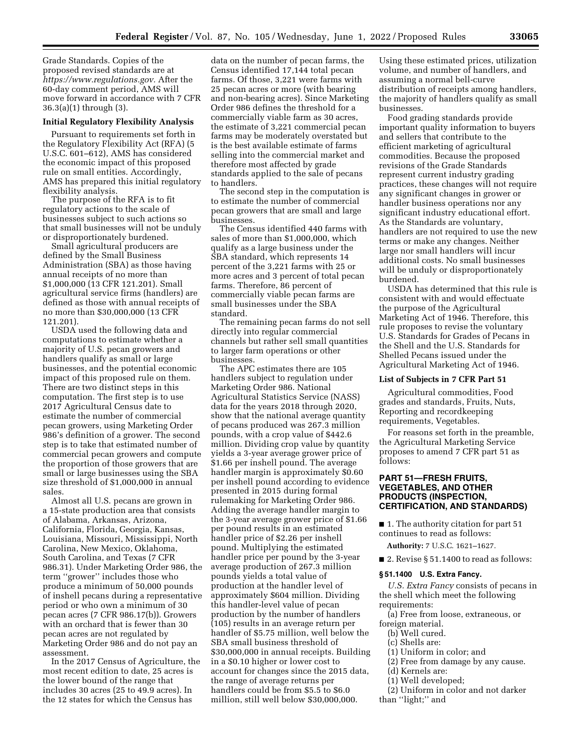Grade Standards. Copies of the proposed revised standards are at *https://www.regulations.gov*. After the 60-day comment period, AMS will move forward in accordance with 7 CFR 36.3(a)(1) through (3).

### Initial Regulatory Flexibility Analysis

Pursuant to requirements set forth in the Regulatory Flexibility Act (RFA) (5 U.S.C. 601–612), AMS has considered the economic impact of this proposed rule on small entities. Accordingly, AMS has prepared this initial regulatory flexibility analysis.

The purpose of the RFA is to fit regulatory actions to the scale of businesses subject to such actions so that small businesses will not be unduly or disproportionately burdened.

Small agricultural producers are defined by the Small Business Administration (SBA) as those having annual receipts of no more than $1,000,000 (13 CFR 121.201). Small agricultural service firms (handlers) are defined as those with annual receipts of no more than $30,000,000 (13 CFR 121.201).

USDA used the following data and computations to estimate whether a majority of U.S. pecan growers and handlers qualify as small or large businesses, and the potential economic impact of this proposed rule on them. There are two distinct steps in this computation. The first step is to use 2017 Agricultural Census date to estimate the number of commercial pecan growers, using Marketing Order 986's definition of a grower. The second step is to take that estimated number of commercial pecan growers and compute the proportion of those growers that are small or large businesses using the SBA size threshold of $1,000,000 in annual sales.

Almost all U.S. pecans are grown in a 15-state production area that consists of Alabama, Arkansas, Arizona, California, Florida, Georgia, Kansas, Louisiana, Missouri, Mississippi, North Carolina, New Mexico, Oklahoma, South Carolina, and Texas (7 CFR 986.31). Under Marketing Order 986, the term ''grower'' includes those who produce a minimum of 50,000 pounds of inshell pecans during a representative period or who own a minimum of 30 pecan acres (7 CFR 986.17(b)). Growers with an orchard that is fewer than 30 pecan acres are not regulated by Marketing Order 986 and do not pay an assessment.

In the 2017 Census of Agriculture, the most recent edition to date, 25 acres is the lower bound of the range that includes 30 acres (25 to 49.9 acres). In the 12 states for which the Census has data on the number of pecan farms, the Census identified 17,144 total pecan farms. Of those, 3,221 were farms with 25 pecan acres or more (with bearing and non-bearing acres). Since Marketing Order 986 defines the threshold for a commercially viable farm as 30 acres, the estimate of 3,221 commercial pecan farms may be moderately overstated but is the best available estimate of farms selling into the commercial market and therefore most affected by grade standards applied to the sale of pecans to handlers.

The second step in the computation is to estimate the number of commercial pecan growers that are small and large businesses.

The Census identified 440 farms with sales of more than $1,000,000, which qualify as a large business under the SBA standard, which represents 14 percent of the 3,221 farms with 25 or more acres and 3 percent of total pecan farms. Therefore, 86 percent of commercially viable pecan farms are small businesses under the SBA standard.

The remaining pecan farms do not sell directly into regular commercial channels but rather sell small quantities to larger farm operations or other businesses.

The APC estimates there are 105 handlers subject to regulation under Marketing Order 986. National Agricultural Statistics Service (NASS) data for the years 2018 through 2020, show that the national average quantity of pecans produced was 267.3 million pounds, with a crop value of $442.6 million. Dividing crop value by quantity yields a 3-year average grower price of $1.66 per inshell pound. The average handler margin is approximately $0.60 per inshell pound according to evidence presented in 2015 during formal rulemaking for Marketing Order 986. Adding the average handler margin to the 3-year average grower price of $1.66 per pound results in an estimated handler price of $2.26 per inshell pound. Multiplying the estimated handler price per pound by the 3-year average production of 267.3 million pounds yields a total value of production at the handler level of approximately $604 million. Dividing this handler-level value of pecan production by the number of handlers (105) results in an average return per handler of $5.75 million, well below the SBA small business threshold of $30,000,000 in annual receipts. Building in a $0.10 higher or lower cost to account for changes since the 2015 data, the range of average returns per handlers could be from $5.5 to $6.0 million, still well below $30,000,000. Using these estimated prices, utilization volume, and number of handlers, and assuming a normal bell-curve distribution of receipts among handlers, the majority of handlers qualify as small businesses.

Food grading standards provide important quality information to buyers and sellers that contribute to the efficient marketing of agricultural commodities. Because the proposed revisions of the Grade Standards represent current industry grading practices, these changes will not require any significant changes in grower or handler business operations nor any significant industry educational effort. As the Standards are voluntary, handlers are not required to use the new terms or make any changes. Neither large nor small handlers will incur additional costs. No small businesses will be unduly or disproportionately burdened.

USDA has determined that this rule is consistent with and would effectuate the purpose of the Agricultural Marketing Act of 1946. Therefore, this rule proposes to revise the voluntary U.S. Standards for Grades of Pecans in the Shell and the U.S. Standards for Shelled Pecans issued under the Agricultural Marketing Act of 1946.

### List of Subjects in 7 CFR Part 51

Agricultural commodities, Food grades and standards, Fruits, Nuts, Reporting and recordkeeping requirements, Vegetables.

For reasons set forth in the preamble, the Agricultural Marketing Service proposes to amend 7 CFR part 51 as follows:

## PART 51—FRESH FRUITS, VEGETABLES, AND OTHER PRODUCTS (INSPECTION, CERTIFICATION, AND STANDARDS)

■ 1. The authority citation for part 51 continues to read as follows:

**Authority:** 7 U.S.C. 1621–1627.

■ 2. Revise § 51.1400 to read as follows:

### § 51.1400 U.S. Extra Fancy.

*U.S. Extra Fancy* consists of pecans in the shell which meet the following requirements:

(a) Free from loose, extraneous, or foreign material.

(b) Well cured.

(c) Shells are:

(1) Uniform in color; and

(2) Free from damage by any cause.

(d) Kernels are:

(1) Well developed;

(2) Uniform in color and not darker than ''light;'' and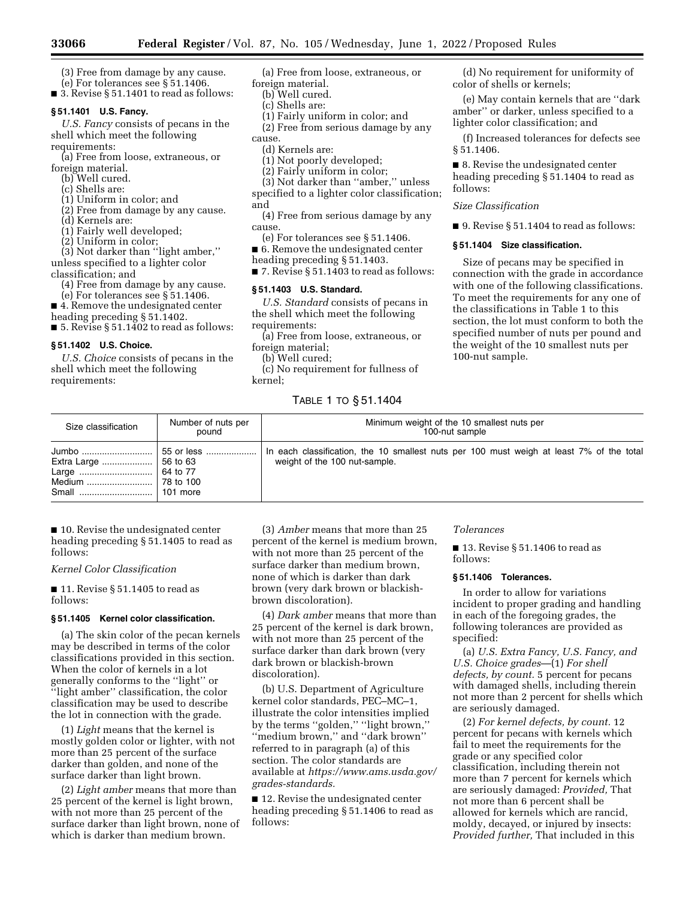(3) Free from damage by any cause.

(e) For tolerances see § 51.1406.

■ 3. Revise § 51.1401 to read as follows:

**§ 51.1401 U.S. Fancy.**

*U.S. Fancy* consists of pecans in the shell which meet the following requirements:

(a) Free from loose, extraneous, or foreign material.

(b) Well cured.

(c) Shells are:

(1) Uniform in color; and

(2) Free from damage by any cause.

(d) Kernels are:

(1) Fairly well developed;

(2) Uniform in color;

(3) Not darker than ''light amber,'' unless specified to a lighter color classification; and

(4) Free from damage by any cause.

(e) For tolerances see § 51.1406.

■ 4. Remove the undesignated center heading preceding § 51.1402.

■ 5. Revise § 51.1402 to read as follows:

**§ 51.1402 U.S. Choice.**

*U.S. Choice* consists of pecans in the shell which meet the following requirements:

(a) Free from loose, extraneous, or foreign material.

(b) Well cured.

(c) Shells are:

(1) Fairly uniform in color; and

(2) Free from serious damage by any cause.

(d) Kernels are:

(1) Not poorly developed;

(2) Fairly uniform in color;

(3) Not darker than ''amber,'' unless specified to a lighter color classification; and

(4) Free from serious damage by any cause.

(e) For tolerances see § 51.1406.

■ 6. Remove the undesignated center heading preceding § 51.1403.

■ 7. Revise § 51.1403 to read as follows:

**§ 51.1403 U.S. Standard.**

*U.S. Standard* consists of pecans in the shell which meet the following requirements:

(a) Free from loose, extraneous, or foreign material;

(b) Well cured;

(c) No requirement for fullness of kernel;

(d) No requirement for uniformity of color of shells or kernels;

(e) May contain kernels that are ''dark amber'' or darker, unless specified to a lighter color classification; and

(f) Increased tolerances for defects see § 51.1406.

■ 8. Revise the undesignated center heading preceding § 51.1404 to read as follows:

*Size Classification*

■ 9. Revise § 51.1404 to read as follows:

**§ 51.1404 Size classification.**

Size of pecans may be specified in connection with the grade in accordance with one of the following classifications. To meet the requirements for any one of the classifications in Table 1 to this section, the lot must conform to both the specified number of nuts per pound and the weight of the 10 smallest nuts per 100-nut sample.

TABLE 1 TO § 51.1404

| Size classification | Number of nuts per pound | Minimum weight of the 10 smallest nuts per 100-nut sample |
|---|---|---|
| Jumbo | 55 or less | In each classification, the 10 smallest nuts per 100 must weigh at least 7% of the total weight of the 100 nut-sample. |
| Extra Large | 56 to 63 | |
| Large | 64 to 77 | |
| Medium | 78 to 100 | |
| Small | 101 more | |

■ 10. Revise the undesignated center heading preceding § 51.1405 to read as follows:

*Kernel Color Classification*

■ 11. Revise § 51.1405 to read as follows:

**§ 51.1405 Kernel color classification.**

(a) The skin color of the pecan kernels may be described in terms of the color classifications provided in this section. When the color of kernels in a lot generally conforms to the ''light'' or ''light amber'' classification, the color classification may be used to describe the lot in connection with the grade.

(1) *Light* means that the kernel is mostly golden color or lighter, with not more than 25 percent of the surface darker than golden, and none of the surface darker than light brown.

(2) *Light amber* means that more than 25 percent of the kernel is light brown, with not more than 25 percent of the surface darker than light brown, none of which is darker than medium brown.

(3) *Amber* means that more than 25 percent of the kernel is medium brown, with not more than 25 percent of the surface darker than medium brown, none of which is darker than dark brown (very dark brown or blackish-brown discoloration).

(4) *Dark amber* means that more than 25 percent of the kernel is dark brown, with not more than 25 percent of the surface darker than dark brown (very dark brown or blackish-brown discoloration).

(b) U.S. Department of Agriculture kernel color standards, PEC–MC–1, illustrate the color intensities implied by the terms ''golden,'' ''light brown,'' ''medium brown,'' and ''dark brown'' referred to in paragraph (a) of this section. The color standards are available at *https://www.ams.usda.gov/grades-standards.*

■ 12. Revise the undesignated center heading preceding § 51.1406 to read as follows:

*Tolerances*

■ 13. Revise § 51.1406 to read as follows:

**§ 51.1406 Tolerances.**

In order to allow for variations incident to proper grading and handling in each of the foregoing grades, the following tolerances are provided as specified:

(a) *U.S. Extra Fancy, U.S. Fancy, and U.S. Choice grades*—(1) *For shell defects, by count.* 5 percent for pecans with damaged shells, including therein not more than 2 percent for shells which are seriously damaged.

(2) *For kernel defects, by count.* 12 percent for pecans with kernels which fail to meet the requirements for the grade or any specified color classification, including therein not more than 7 percent for kernels which are seriously damaged: *Provided,* That not more than 6 percent shall be allowed for kernels which are rancid, moldy, decayed, or injured by insects: *Provided further,* That included in this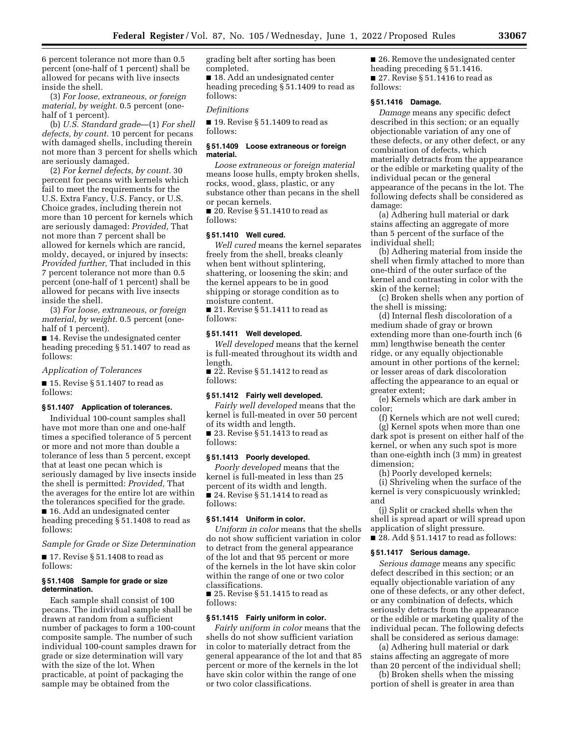6 percent tolerance not more than 0.5 percent (one-half of 1 percent) shall be allowed for pecans with live insects inside the shell.

(3) *For loose, extraneous, or foreign material, by weight.* 0.5 percent (one-half of 1 percent).

(b) *U.S. Standard grade*—(1) *For shell defects, by count.* 10 percent for pecans with damaged shells, including therein not more than 3 percent for shells which are seriously damaged.

(2) *For kernel defects, by count.* 30 percent for pecans with kernels which fail to meet the requirements for the U.S. Extra Fancy, U.S. Fancy, or U.S. Choice grades, including therein not more than 10 percent for kernels which are seriously damaged: *Provided,* That not more than 7 percent shall be allowed for kernels which are rancid, moldy, decayed, or injured by insects: *Provided further,* That included in this 7 percent tolerance not more than 0.5 percent (one-half of 1 percent) shall be allowed for pecans with live insects inside the shell.

(3) *For loose, extraneous, or foreign material, by weight.* 0.5 percent (one-half of 1 percent).

■ 14. Revise the undesignated center heading preceding § 51.1407 to read as follows:

*Application of Tolerances*

■ 15. Revise § 51.1407 to read as follows:

### § 51.1407 Application of tolerances.

Individual 100-count samples shall have mot more than one and one-half times a specified tolerance of 5 percent or more and not more than double a tolerance of less than 5 percent, except that at least one pecan which is seriously damaged by live insects inside the shell is permitted: *Provided,* That the averages for the entire lot are within the tolerances specified for the grade.

■ 16. Add an undesignated center heading preceding § 51.1408 to read as follows:

*Sample for Grade or Size Determination*

■ 17. Revise § 51.1408 to read as follows:

### § 51.1408 Sample for grade or size determination.

Each sample shall consist of 100 pecans. The individual sample shall be drawn at random from a sufficient number of packages to form a 100-count composite sample. The number of such individual 100-count samples drawn for grade or size determination will vary with the size of the lot. When practicable, at point of packaging the sample may be obtained from the grading belt after sorting has been completed.

■ 18. Add an undesignated center heading preceding § 51.1409 to read as follows:

*Definitions*

■ 19. Revise § 51.1409 to read as follows:

### § 51.1409 Loose extraneous or foreign material.

*Loose extraneous or foreign material* means loose hulls, empty broken shells, rocks, wood, glass, plastic, or any substance other than pecans in the shell or pecan kernels.

■ 20. Revise § 51.1410 to read as follows:

### § 51.1410 Well cured.

*Well cured* means the kernel separates freely from the shell, breaks cleanly when bent without splintering, shattering, or loosening the skin; and the kernel appears to be in good shipping or storage condition as to moisture content.

■ 21. Revise § 51.1411 to read as follows:

### § 51.1411 Well developed.

*Well developed* means that the kernel is full-meated throughout its width and length.

■ 22. Revise § 51.1412 to read as follows:

### § 51.1412 Fairly well developed.

*Fairly well developed* means that the kernel is full-meated in over 50 percent of its width and length.

■ 23. Revise § 51.1413 to read as follows:

### § 51.1413 Poorly developed.

*Poorly developed* means that the kernel is full-meated in less than 25 percent of its width and length.

■ 24. Revise § 51.1414 to read as follows:

### § 51.1414 Uniform in color.

*Uniform in color* means that the shells do not show sufficient variation in color to detract from the general appearance of the lot and that 95 percent or more of the kernels in the lot have skin color within the range of one or two color classifications.

■ 25. Revise § 51.1415 to read as follows:

### § 51.1415 Fairly uniform in color.

*Fairly uniform in color* means that the shells do not show sufficient variation in color to materially detract from the general appearance of the lot and that 85 percent or more of the kernels in the lot have skin color within the range of one or two color classifications.

■ 26. Remove the undesignated center heading preceding § 51.1416.

■ 27. Revise § 51.1416 to read as follows:

### § 51.1416 Damage.

*Damage* means any specific defect described in this section; or an equally objectionable variation of any one of these defects, or any other defect, or any combination of defects, which materially detracts from the appearance or the edible or marketing quality of the individual pecan or the general appearance of the pecans in the lot. The following defects shall be considered as damage:

(a) Adhering hull material or dark stains affecting an aggregate of more than 5 percent of the surface of the individual shell;

(b) Adhering material from inside the shell when firmly attached to more than one-third of the outer surface of the kernel and contrasting in color with the skin of the kernel;

(c) Broken shells when any portion of the shell is missing;

(d) Internal flesh discoloration of a medium shade of gray or brown extending more than one-fourth inch (6 mm) lengthwise beneath the center ridge, or any equally objectionable amount in other portions of the kernel; or lesser areas of dark discoloration affecting the appearance to an equal or greater extent;

(e) Kernels which are dark amber in color;

(f) Kernels which are not well cured;

(g) Kernel spots when more than one dark spot is present on either half of the kernel, or when any such spot is more than one-eighth inch (3 mm) in greatest dimension;

(h) Poorly developed kernels;

(i) Shriveling when the surface of the kernel is very conspicuously wrinkled; and

(j) Split or cracked shells when the shell is spread apart or will spread upon application of slight pressure.

■ 28. Add § 51.1417 to read as follows:

### § 51.1417 Serious damage.

*Serious damage* means any specific defect described in this section; or an equally objectionable variation of any one of these defects, or any other defect, or any combination of defects, which seriously detracts from the appearance or the edible or marketing quality of the individual pecan. The following defects shall be considered as serious damage:

(a) Adhering hull material or dark stains affecting an aggregate of more than 20 percent of the individual shell;

(b) Broken shells when the missing portion of shell is greater in area than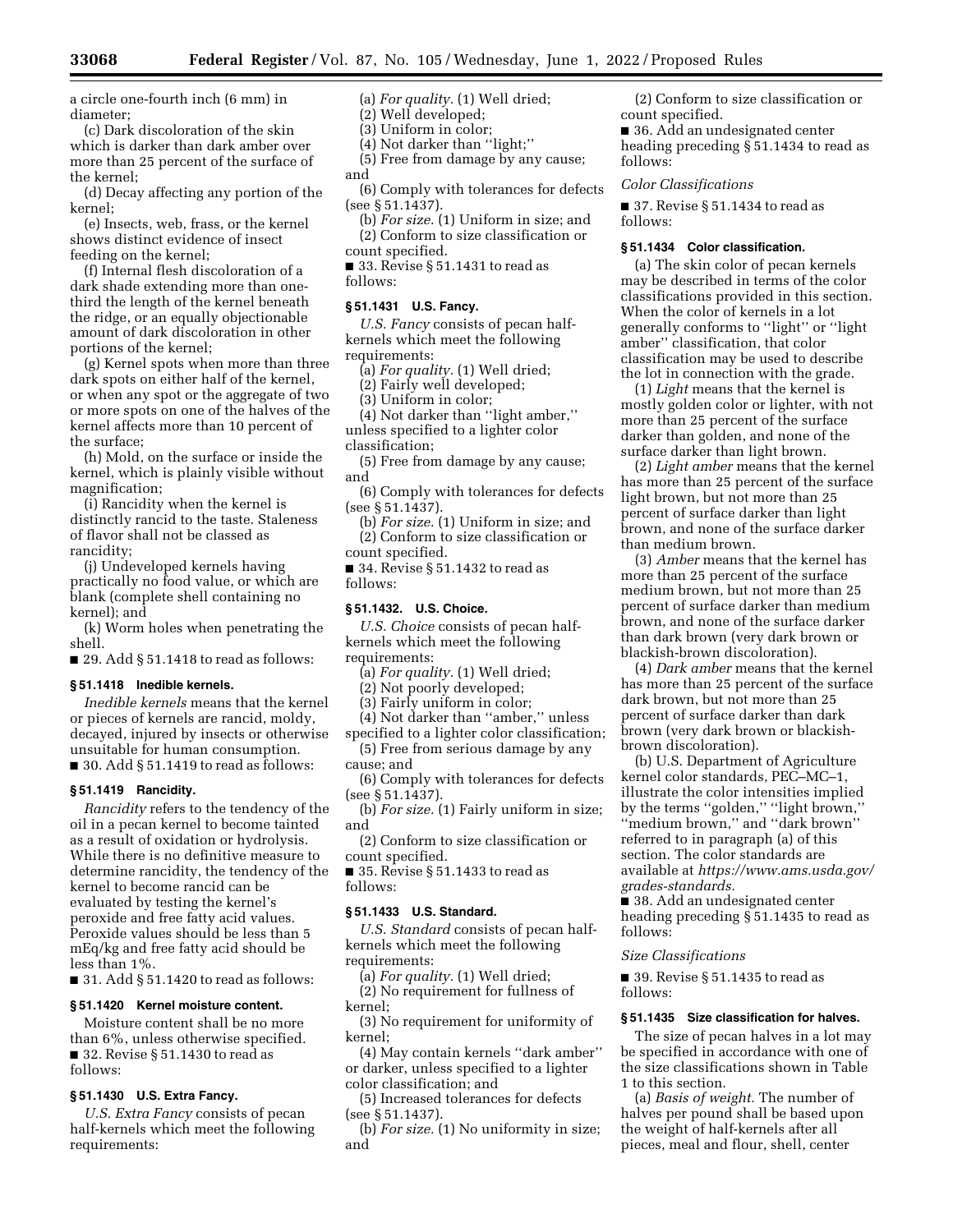a circle one-fourth inch (6 mm) in diameter;

(c) Dark discoloration of the skin which is darker than dark amber over more than 25 percent of the surface of the kernel;

(d) Decay affecting any portion of the kernel;

(e) Insects, web, frass, or the kernel shows distinct evidence of insect feeding on the kernel;

(f) Internal flesh discoloration of a dark shade extending more than one-third the length of the kernel beneath the ridge, or an equally objectionable amount of dark discoloration in other portions of the kernel;

(g) Kernel spots when more than three dark spots on either half of the kernel, or when any spot or the aggregate of two or more spots on one of the halves of the kernel affects more than 10 percent of the surface;

(h) Mold, on the surface or inside the kernel, which is plainly visible without magnification;

(i) Rancidity when the kernel is distinctly rancid to the taste. Staleness of flavor shall not be classed as rancidity;

(j) Undeveloped kernels having practically no food value, or which are blank (complete shell containing no kernel); and

(k) Worm holes when penetrating the shell.

■ 29. Add § 51.1418 to read as follows:

### § 51.1418 Inedible kernels.

*Inedible kernels* means that the kernel or pieces of kernels are rancid, moldy, decayed, injured by insects or otherwise unsuitable for human consumption.

■ 30. Add § 51.1419 to read as follows:

### § 51.1419 Rancidity.

*Rancidity* refers to the tendency of the oil in a pecan kernel to become tainted as a result of oxidation or hydrolysis. While there is no definitive measure to determine rancidity, the tendency of the kernel to become rancid can be evaluated by testing the kernel's peroxide and free fatty acid values. Peroxide values should be less than 5 mEq/kg and free fatty acid should be less than 1%.

■ 31. Add § 51.1420 to read as follows:

### § 51.1420 Kernel moisture content.

Moisture content shall be no more than 6%, unless otherwise specified.

■ 32. Revise § 51.1430 to read as follows:

### § 51.1430 U.S. Extra Fancy.

*U.S. Extra Fancy* consists of pecan half-kernels which meet the following requirements:

(a) *For quality.* (1) Well dried;

(2) Well developed;

(3) Uniform in color;

(4) Not darker than ''light;''

(5) Free from damage by any cause; and

(6) Comply with tolerances for defects (see § 51.1437).

(b) *For size.* (1) Uniform in size; and

(2) Conform to size classification or count specified.

■ 33. Revise § 51.1431 to read as follows:

### § 51.1431 U.S. Fancy.

*U.S. Fancy* consists of pecan half-kernels which meet the following requirements:

(a) *For quality.* (1) Well dried;

(2) Fairly well developed;

(3) Uniform in color;

(4) Not darker than ''light amber,'' unless specified to a lighter color classification;

(5) Free from damage by any cause; and

(6) Comply with tolerances for defects (see § 51.1437).

(b) *For size.* (1) Uniform in size; and

(2) Conform to size classification or count specified.

■ 34. Revise § 51.1432 to read as follows:

### § 51.1432. U.S. Choice.

*U.S. Choice* consists of pecan half-kernels which meet the following requirements:

(a) *For quality.* (1) Well dried;

(2) Not poorly developed;

(3) Fairly uniform in color;

(4) Not darker than ''amber,'' unless specified to a lighter color classification;

(5) Free from serious damage by any cause; and

(6) Comply with tolerances for defects (see § 51.1437).

(b) *For size.* (1) Fairly uniform in size; and

(2) Conform to size classification or count specified.

■ 35. Revise § 51.1433 to read as follows:

### § 51.1433 U.S. Standard.

*U.S. Standard* consists of pecan half-kernels which meet the following requirements:

(a) *For quality.* (1) Well dried;

(2) No requirement for fullness of kernel;

(3) No requirement for uniformity of kernel;

(4) May contain kernels ''dark amber'' or darker, unless specified to a lighter color classification; and

(5) Increased tolerances for defects (see § 51.1437).

(b) *For size.* (1) No uniformity in size; and

(2) Conform to size classification or count specified.

■ 36. Add an undesignated center heading preceding § 51.1434 to read as follows:

*Color Classifications*

■ 37. Revise § 51.1434 to read as follows:

### § 51.1434 Color classification.

(a) The skin color of pecan kernels may be described in terms of the color classifications provided in this section. When the color of kernels in a lot generally conforms to ''light'' or ''light amber'' classification, that color classification may be used to describe the lot in connection with the grade.

(1) *Light* means that the kernel is mostly golden color or lighter, with not more than 25 percent of the surface darker than golden, and none of the surface darker than light brown.

(2) *Light amber* means that the kernel has more than 25 percent of the surface light brown, but not more than 25 percent of surface darker than light brown, and none of the surface darker than medium brown.

(3) *Amber* means that the kernel has more than 25 percent of the surface medium brown, but not more than 25 percent of surface darker than medium brown, and none of the surface darker than dark brown (very dark brown or blackish-brown discoloration).

(4) *Dark amber* means that the kernel has more than 25 percent of the surface dark brown, but not more than 25 percent of surface darker than dark brown (very dark brown or blackish-brown discoloration).

(b) U.S. Department of Agriculture kernel color standards, PEC–MC–1, illustrate the color intensities implied by the terms ''golden,'' ''light brown,'' ''medium brown,'' and ''dark brown'' referred to in paragraph (a) of this section. The color standards are available at *https://www.ams.usda.gov/grades-standards.*

■ 38. Add an undesignated center heading preceding § 51.1435 to read as follows:

*Size Classifications*

■ 39. Revise § 51.1435 to read as follows:

### § 51.1435 Size classification for halves.

The size of pecan halves in a lot may be specified in accordance with one of the size classifications shown in Table 1 to this section.

(a) *Basis of weight.* The number of halves per pound shall be based upon the weight of half-kernels after all pieces, meal and flour, shell, center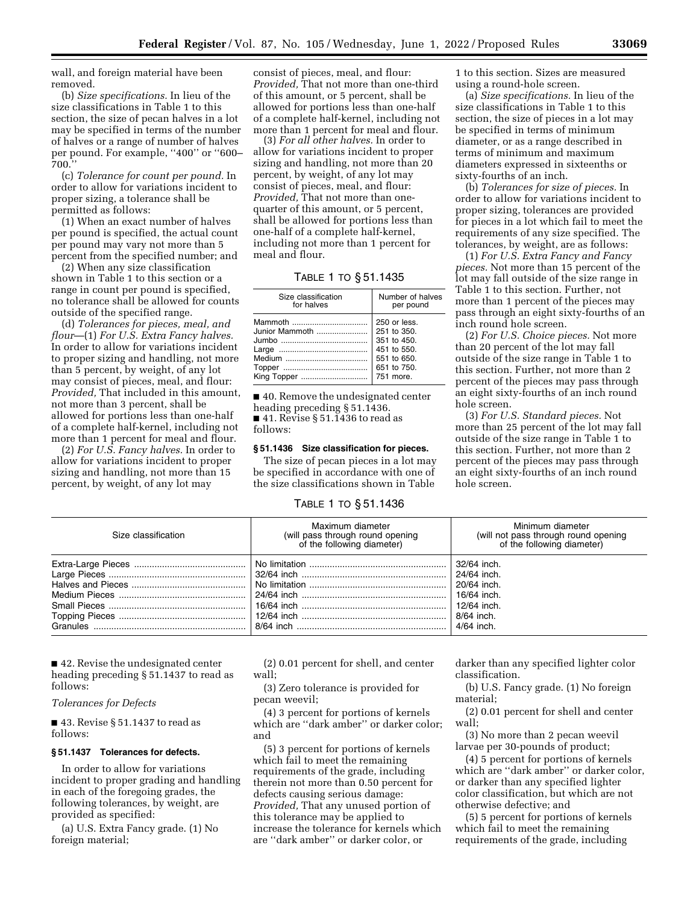wall, and foreign material have been removed.

(b) *Size specifications.* In lieu of the size classifications in Table 1 to this section, the size of pecan halves in a lot may be specified in terms of the number of halves or a range of number of halves per pound. For example, ''400'' or ''600–700.''

(c) *Tolerance for count per pound.* In order to allow for variations incident to proper sizing, a tolerance shall be permitted as follows:

(1) When an exact number of halves per pound is specified, the actual count per pound may vary not more than 5 percent from the specified number; and

(2) When any size classification shown in Table 1 to this section or a range in count per pound is specified, no tolerance shall be allowed for counts outside of the specified range.

(d) *Tolerances for pieces, meal, and flour*—(1) *For U.S. Extra Fancy halves.* In order to allow for variations incident to proper sizing and handling, not more than 5 percent, by weight, of any lot may consist of pieces, meal, and flour: *Provided,* That included in this amount, not more than 3 percent, shall be allowed for portions less than one-half of a complete half-kernel, including not more than 1 percent for meal and flour.

(2) *For U.S. Fancy halves.* In order to allow for variations incident to proper sizing and handling, not more than 15 percent, by weight, of any lot may consist of pieces, meal, and flour: *Provided,* That not more than one-third of this amount, or 5 percent, shall be allowed for portions less than one-half of a complete half-kernel, including not more than 1 percent for meal and flour.

(3) *For all other halves.* In order to allow for variations incident to proper sizing and handling, not more than 20 percent, by weight, of any lot may consist of pieces, meal, and flour: *Provided,* That not more than one-quarter of this amount, or 5 percent, shall be allowed for portions less than one-half of a complete half-kernel, including not more than 1 percent for meal and flour.

TABLE 1 TO § 51.1435

| Size classification for halves | Number of halves per pound |
|---|---|
| Mammoth | 250 or less. |
| Junior Mammoth | 251 to 350. |
| Jumbo | 351 to 450. |
| Large | 451 to 550. |
| Medium | 551 to 650. |
| Topper | 651 to 750. |
| King Topper | 751 more. |

■ 40. Remove the undesignated center heading preceding § 51.1436.

■ 41. Revise § 51.1436 to read as follows:

**§ 51.1436 Size classification for pieces.**

The size of pecan pieces in a lot may be specified in accordance with one of the size classifications shown in Table 1 to this section. Sizes are measured using a round-hole screen.

(a) *Size specifications.* In lieu of the size classifications in Table 1 to this section, the size of pieces in a lot may be specified in terms of minimum diameter, or as a range described in terms of minimum and maximum diameters expressed in sixteenths or sixty-fourths of an inch.

(b) *Tolerances for size of pieces.* In order to allow for variations incident to proper sizing, tolerances are provided for pieces in a lot which fail to meet the requirements of any size specified. The tolerances, by weight, are as follows:

(1) *For U.S. Extra Fancy and Fancy pieces.* Not more than 15 percent of the lot may fall outside of the size range in Table 1 to this section. Further, not more than 1 percent of the pieces may pass through an eight sixty-fourths of an inch round hole screen.

(2) *For U.S. Choice pieces.* Not more than 20 percent of the lot may fall outside of the size range in Table 1 to this section. Further, not more than 2 percent of the pieces may pass through an eight sixty-fourths of an inch round hole screen.

(3) *For U.S. Standard pieces.* Not more than 25 percent of the lot may fall outside of the size range in Table 1 to this section. Further, not more than 2 percent of the pieces may pass through an eight sixty-fourths of an inch round hole screen.

TABLE 1 TO § 51.1436

| Size classification | Maximum diameter (will pass through round opening of the following diameter) | Minimum diameter (will not pass through round opening of the following diameter) |
|---|---|---|
| Extra-Large Pieces | No limitation | 32/64 inch. |
| Large Pieces | 32/64 inch | 24/64 inch. |
| Halves and Pieces | No limitation | 20/64 inch. |
| Medium Pieces | 24/64 inch | 16/64 inch. |
| Small Pieces | 16/64 inch | 12/64 inch. |
| Topping Pieces | 12/64 inch | 8/64 inch. |
| Granules | 8/64 inch | 4/64 inch. |

■ 42. Revise the undesignated center heading preceding § 51.1437 to read as follows:

*Tolerances for Defects*

■ 43. Revise § 51.1437 to read as follows:

**§ 51.1437 Tolerances for defects.**

In order to allow for variations incident to proper grading and handling in each of the foregoing grades, the following tolerances, by weight, are provided as specified:

(a) U.S. Extra Fancy grade. (1) No foreign material;

(2) 0.01 percent for shell, and center wall;

(3) Zero tolerance is provided for pecan weevil;

(4) 3 percent for portions of kernels which are ''dark amber'' or darker color; and

(5) 3 percent for portions of kernels which fail to meet the remaining requirements of the grade, including therein not more than 0.50 percent for defects causing serious damage: *Provided,* That any unused portion of this tolerance may be applied to increase the tolerance for kernels which are ''dark amber'' or darker color, or darker than any specified lighter color classification.

(b) U.S. Fancy grade. (1) No foreign material;

(2) 0.01 percent for shell and center wall;

(3) No more than 2 pecan weevil larvae per 30-pounds of product;

(4) 5 percent for portions of kernels which are ''dark amber'' or darker color, or darker than any specified lighter color classification, but which are not otherwise defective; and

(5) 5 percent for portions of kernels which fail to meet the remaining requirements of the grade, including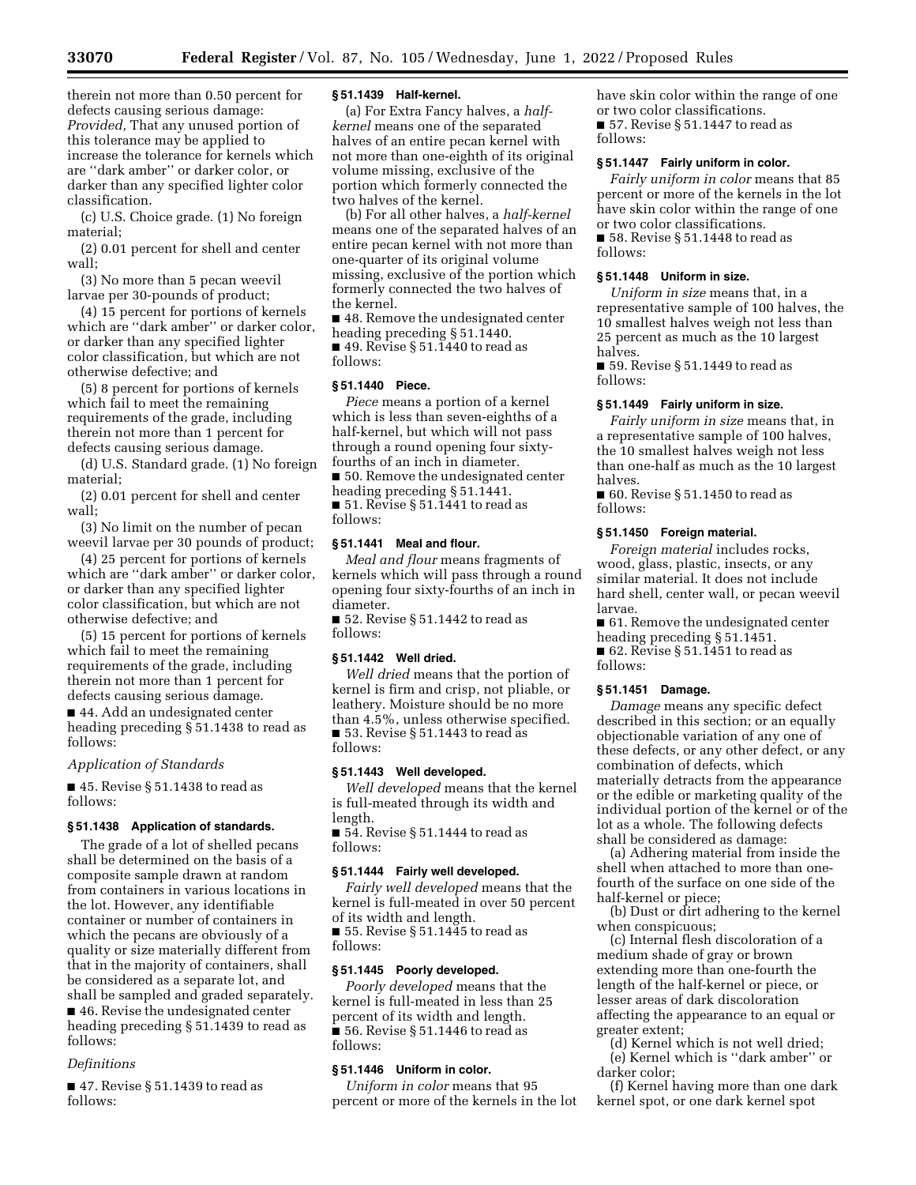therein not more than 0.50 percent for defects causing serious damage: *Provided,* That any unused portion of this tolerance may be applied to increase the tolerance for kernels which are ''dark amber'' or darker color, or darker than any specified lighter color classification.

(c) U.S. Choice grade. (1) No foreign material;

(2) 0.01 percent for shell and center wall;

(3) No more than 5 pecan weevil larvae per 30-pounds of product;

(4) 15 percent for portions of kernels which are ''dark amber'' or darker color, or darker than any specified lighter color classification, but which are not otherwise defective; and

(5) 8 percent for portions of kernels which fail to meet the remaining requirements of the grade, including therein not more than 1 percent for defects causing serious damage.

(d) U.S. Standard grade. (1) No foreign material;

(2) 0.01 percent for shell and center wall;

(3) No limit on the number of pecan weevil larvae per 30 pounds of product;

(4) 25 percent for portions of kernels which are ''dark amber'' or darker color, or darker than any specified lighter color classification, but which are not otherwise defective; and

(5) 15 percent for portions of kernels which fail to meet the remaining requirements of the grade, including therein not more than 1 percent for defects causing serious damage.

■ 44. Add an undesignated center heading preceding § 51.1438 to read as follows:

*Application of Standards*

■ 45. Revise § 51.1438 to read as follows:

**§ 51.1438 Application of standards.**

The grade of a lot of shelled pecans shall be determined on the basis of a composite sample drawn at random from containers in various locations in the lot. However, any identifiable container or number of containers in which the pecans are obviously of a quality or size materially different from that in the majority of containers, shall be considered as a separate lot, and shall be sampled and graded separately.

■ 46. Revise the undesignated center heading preceding § 51.1439 to read as follows:

*Definitions*

■ 47. Revise § 51.1439 to read as follows:

**§ 51.1439 Half-kernel.**

(a) For Extra Fancy halves, a *half-kernel* means one of the separated halves of an entire pecan kernel with not more than one-eighth of its original volume missing, exclusive of the portion which formerly connected the two halves of the kernel.

(b) For all other halves, a *half-kernel* means one of the separated halves of an entire pecan kernel with not more than one-quarter of its original volume missing, exclusive of the portion which formerly connected the two halves of the kernel.

■ 48. Remove the undesignated center heading preceding § 51.1440.

■ 49. Revise § 51.1440 to read as follows:

**§ 51.1440 Piece.**

*Piece* means a portion of a kernel which is less than seven-eighths of a half-kernel, but which will not pass through a round opening four sixty-fourths of an inch in diameter.

■ 50. Remove the undesignated center heading preceding § 51.1441.

■ 51. Revise § 51.1441 to read as follows:

**§ 51.1441 Meal and flour.**

*Meal and flour* means fragments of kernels which will pass through a round opening four sixty-fourths of an inch in diameter.

■ 52. Revise § 51.1442 to read as follows:

**§ 51.1442 Well dried.**

*Well dried* means that the portion of kernel is firm and crisp, not pliable, or leathery. Moisture should be no more than 4.5%, unless otherwise specified.

■ 53. Revise § 51.1443 to read as follows:

**§ 51.1443 Well developed.**

*Well developed* means that the kernel is full-meated through its width and length.

■ 54. Revise § 51.1444 to read as follows:

**§ 51.1444 Fairly well developed.**

*Fairly well developed* means that the kernel is full-meated in over 50 percent of its width and length.

■ 55. Revise § 51.1445 to read as follows:

**§ 51.1445 Poorly developed.**

*Poorly developed* means that the kernel is full-meated in less than 25 percent of its width and length.

■ 56. Revise § 51.1446 to read as follows:

**§ 51.1446 Uniform in color.**

*Uniform in color* means that 95 percent or more of the kernels in the lot have skin color within the range of one or two color classifications.

■ 57. Revise § 51.1447 to read as follows:

**§ 51.1447 Fairly uniform in color.**

*Fairly uniform in color* means that 85 percent or more of the kernels in the lot have skin color within the range of one or two color classifications.

■ 58. Revise § 51.1448 to read as follows:

**§ 51.1448 Uniform in size.**

*Uniform in size* means that, in a representative sample of 100 halves, the 10 smallest halves weigh not less than 25 percent as much as the 10 largest halves.

■ 59. Revise § 51.1449 to read as follows:

**§ 51.1449 Fairly uniform in size.**

*Fairly uniform in size* means that, in a representative sample of 100 halves, the 10 smallest halves weigh not less than one-half as much as the 10 largest halves.

■ 60. Revise § 51.1450 to read as follows:

**§ 51.1450 Foreign material.**

*Foreign material* includes rocks, wood, glass, plastic, insects, or any similar material. It does not include hard shell, center wall, or pecan weevil larvae.

■ 61. Remove the undesignated center heading preceding § 51.1451.

■ 62. Revise § 51.1451 to read as follows:

**§ 51.1451 Damage.**

*Damage* means any specific defect described in this section; or an equally objectionable variation of any one of these defects, or any other defect, or any combination of defects, which materially detracts from the appearance or the edible or marketing quality of the individual portion of the kernel or of the lot as a whole. The following defects shall be considered as damage:

(a) Adhering material from inside the shell when attached to more than one-fourth of the surface on one side of the half-kernel or piece;

(b) Dust or dirt adhering to the kernel when conspicuous;

(c) Internal flesh discoloration of a medium shade of gray or brown extending more than one-fourth the length of the half-kernel or piece, or lesser areas of dark discoloration affecting the appearance to an equal or greater extent;

(d) Kernel which is not well dried;

(e) Kernel which is ''dark amber'' or darker color;

(f) Kernel having more than one dark kernel spot, or one dark kernel spot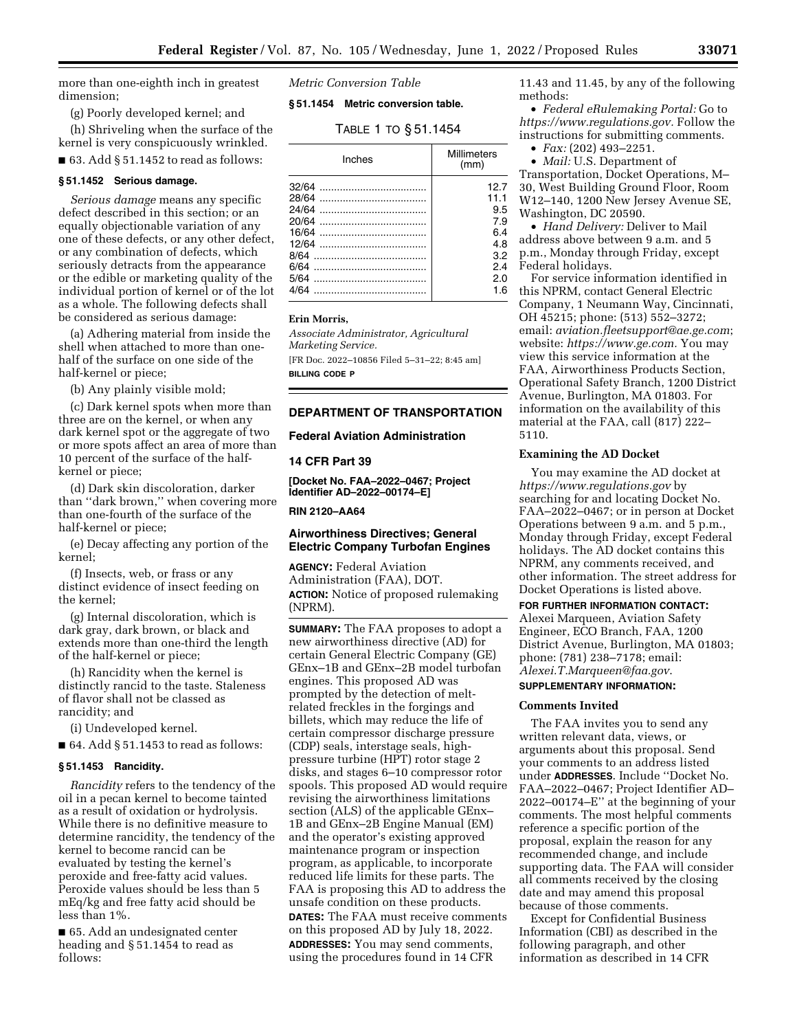more than one-eighth inch in greatest dimension;

(g) Poorly developed kernel; and

(h) Shriveling when the surface of the kernel is very conspicuously wrinkled.

■ 63. Add § 51.1452 to read as follows:

**§ 51.1452 Serious damage.**

*Serious damage* means any specific defect described in this section; or an equally objectionable variation of any one of these defects, or any other defect, or any combination of defects, which seriously detracts from the appearance or the edible or marketing quality of the individual portion of kernel or of the lot as a whole. The following defects shall be considered as serious damage:

(a) Adhering material from inside the shell when attached to more than one-half of the surface on one side of the half-kernel or piece;

(b) Any plainly visible mold;

(c) Dark kernel spots when more than three are on the kernel, or when any dark kernel spot or the aggregate of two or more spots affect an area of more than 10 percent of the surface of the half-kernel or piece;

(d) Dark skin discoloration, darker than ''dark brown,'' when covering more than one-fourth of the surface of the half-kernel or piece;

(e) Decay affecting any portion of the kernel;

(f) Insects, web, or frass or any distinct evidence of insect feeding on the kernel;

(g) Internal discoloration, which is dark gray, dark brown, or black and extends more than one-third the length of the half-kernel or piece;

(h) Rancidity when the kernel is distinctly rancid to the taste. Staleness of flavor shall not be classed as rancidity; and

(i) Undeveloped kernel.

■ 64. Add § 51.1453 to read as follows:

**§ 51.1453 Rancidity.**

*Rancidity* refers to the tendency of the oil in a pecan kernel to become tainted as a result of oxidation or hydrolysis. While there is no definitive measure to determine rancidity, the tendency of the kernel to become rancid can be evaluated by testing the kernel's peroxide and free-fatty acid values. Peroxide values should be less than 5 mEq/kg and free fatty acid should be less than 1%.

■ 65. Add an undesignated center heading and § 51.1454 to read as follows:

*Metric Conversion Table*

**§ 51.1454 Metric conversion table.**

TABLE 1 TO § 51.1454

| Inches | Millimeters (mm) |
|---|---|
| 32/64 | 12.7 |
| 28/64 | 11.1 |
| 24/64 | 9.5 |
| 20/64 | 7.9 |
| 16/64 | 6.4 |
| 12/64 | 4.8 |
| 8/64 | 3.2 |
| 6/64 | 2.4 |
| 5/64 | 2.0 |
| 4/64 | 1.6 |

**Erin Morris,**

*Associate Administrator, Agricultural Marketing Service.*

[FR Doc. 2022–10856 Filed 5–31–22; 8:45 am]

**BILLING CODE P**

## DEPARTMENT OF TRANSPORTATION

### Federal Aviation Administration

### 14 CFR Part 39

**[Docket No. FAA–2022–0467; Project Identifier AD–2022–00174–E]**

**RIN 2120–AA64**

### Airworthiness Directives; General Electric Company Turbofan Engines

**AGENCY:** Federal Aviation Administration (FAA), DOT.

**ACTION:** Notice of proposed rulemaking (NPRM).

**SUMMARY:** The FAA proposes to adopt a new airworthiness directive (AD) for certain General Electric Company (GE) GEnx–1B and GEnx–2B model turbofan engines. This proposed AD was prompted by the detection of melt-related freckles in the forgings and billets, which may reduce the life of certain compressor discharge pressure (CDP) seals, interstage seals, high-pressure turbine (HPT) rotor stage 2 disks, and stages 6–10 compressor rotor spools. This proposed AD would require revising the airworthiness limitations section (ALS) of the applicable GEnx–1B and GEnx–2B Engine Manual (EM) and the operator's existing approved maintenance program or inspection program, as applicable, to incorporate reduced life limits for these parts. The FAA is proposing this AD to address the unsafe condition on these products.

**DATES:** The FAA must receive comments on this proposed AD by July 18, 2022.

**ADDRESSES:** You may send comments, using the procedures found in 14 CFR 11.43 and 11.45, by any of the following methods:

- *Federal eRulemaking Portal:* Go to *https://www.regulations.gov.* Follow the instructions for submitting comments.
- *Fax:* (202) 493–2251.
- *Mail:* U.S. Department of Transportation, Docket Operations, M–30, West Building Ground Floor, Room W12–140, 1200 New Jersey Avenue SE, Washington, DC 20590.
- *Hand Delivery:* Deliver to Mail address above between 9 a.m. and 5 p.m., Monday through Friday, except Federal holidays.

For service information identified in this NPRM, contact General Electric Company, 1 Neumann Way, Cincinnati, OH 45215; phone: (513) 552–3272; email: *aviation.fleetsupport@ae.ge.com*; website: *https://www.ge.com.* You may view this service information at the FAA, Airworthiness Products Section, Operational Safety Branch, 1200 District Avenue, Burlington, MA 01803. For information on the availability of this material at the FAA, call (817) 222–5110.

**Examining the AD Docket**

You may examine the AD docket at *https://www.regulations.gov* by searching for and locating Docket No. FAA–2022–0467; or in person at Docket Operations between 9 a.m. and 5 p.m., Monday through Friday, except Federal holidays. The AD docket contains this NPRM, any comments received, and other information. The street address for Docket Operations is listed above.

**FOR FURTHER INFORMATION CONTACT:** Alexei Marqueen, Aviation Safety Engineer, ECO Branch, FAA, 1200 District Avenue, Burlington, MA 01803; phone: (781) 238–7178; email: *Alexei.T.Marqueen@faa.gov.*

**SUPPLEMENTARY INFORMATION:**

**Comments Invited**

The FAA invites you to send any written relevant data, views, or arguments about this proposal. Send your comments to an address listed under **ADDRESSES**. Include ''Docket No. FAA–2022–0467; Project Identifier AD–2022–00174–E'' at the beginning of your comments. The most helpful comments reference a specific portion of the proposal, explain the reason for any recommended change, and include supporting data. The FAA will consider all comments received by the closing date and may amend this proposal because of those comments.

Except for Confidential Business Information (CBI) as described in the following paragraph, and other information as described in 14 CFR